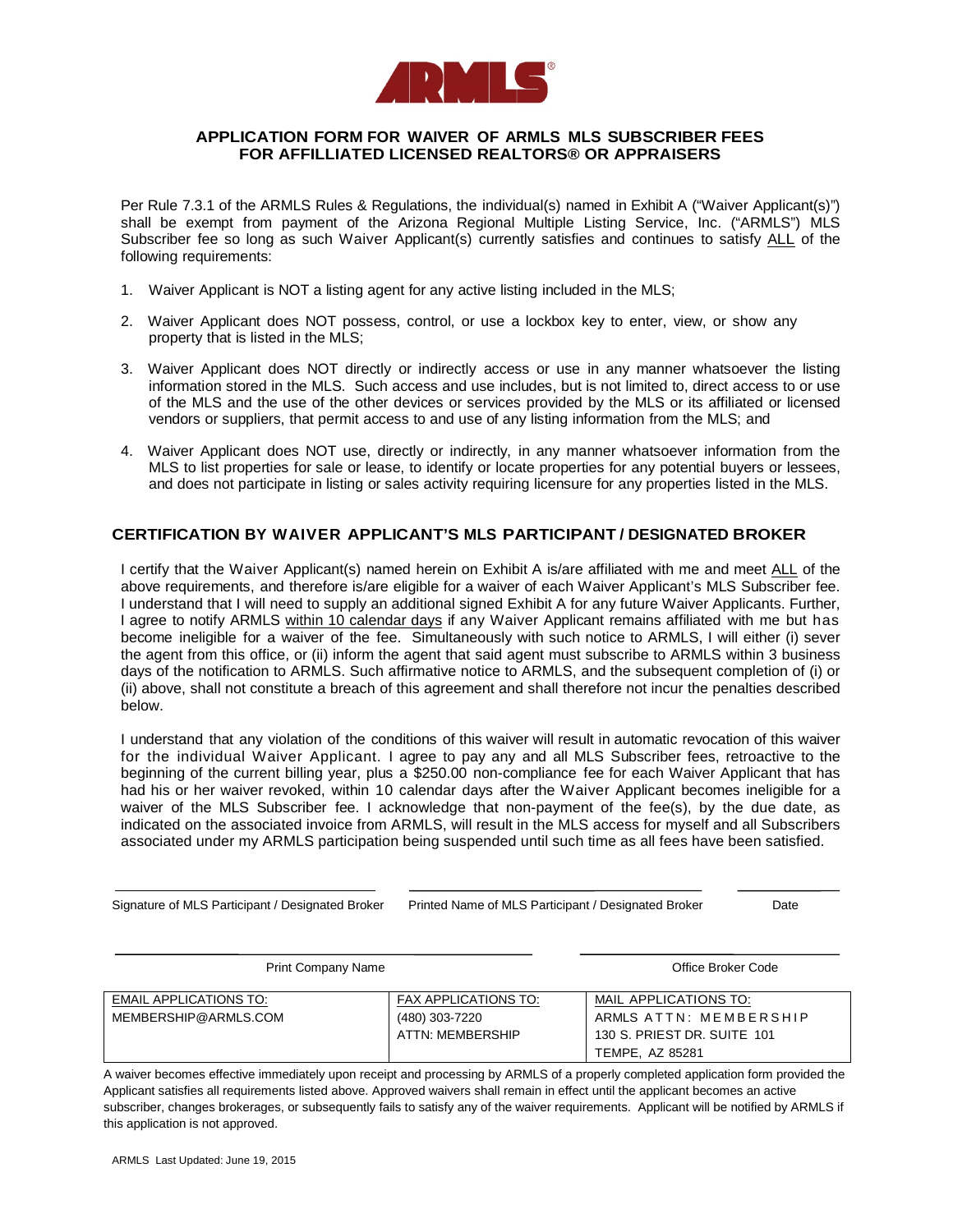# APPLICATION FORM FOR WAIVER OF ARMLS MLS SUBSCRIBER FEES FOR AFFILLIATED LICENSED REALTORS® OR APPRAISERS

Per Rule 7.3.1 of the ARMLS Rules & Regulations, the individual(s) named in Exhibit A ("Waiver Applicant(s)") shall be exempt from payment of the Arizona Regional Multiple Listing Service, Inc. ("ARMLS") MLS Subscriber fee so long as such Waiver Applicant(s) currently satisfies and continues to satisfy ALL of the following requirements:

1. Waiver Applicant is NOT a listing agent for any active listing included in the MLS;
2. Waiver Applicant does NOT possess, control, or use a lockbox key to enter, view, or show any property that is listed in the MLS;
3. Waiver Applicant does NOT directly or indirectly access or use in any manner whatsoever the listing information stored in the MLS. Such access and use includes, but is not limited to, direct access to or use of the MLS and the use of the other devices or services provided by the MLS or its affiliated or licensed vendors or suppliers, that permit access to and use of any listing information from the MLS; and
4. Waiver Applicant does NOT use, directly or indirectly, in any manner whatsoever information from the MLS to list properties for sale or lease, to identify or locate properties for any potential buyers or lessees, and does not participate in listing or sales activity requiring licensure for any properties listed in the MLS.

## CERTIFICATION BY WAIVER APPLICANT'S MLS PARTICIPANT / DESIGNATED BROKER

I certify that the Waiver Applicant(s) named herein on Exhibit A is/are affiliated with me and meet ALL of the above requirements, and therefore is/are eligible for a waiver of each Waiver Applicant's MLS Subscriber fee. I understand that I will need to supply an additional signed Exhibit A for any future Waiver Applicants. Further, I agree to notify ARMLS within 10 calendar days if any Waiver Applicant remains affiliated with me but has become ineligible for a waiver of the fee. Simultaneously with such notice to ARMLS, I will either (i) sever the agent from this office, or (ii) inform the agent that said agent must subscribe to ARMLS within 3 business days of the notification to ARMLS. Such affirmative notice to ARMLS, and the subsequent completion of (i) or (ii) above, shall not constitute a breach of this agreement and shall therefore not incur the penalties described below.

I understand that any violation of the conditions of this waiver will result in automatic revocation of this waiver for the individual Waiver Applicant. I agree to pay any and all MLS Subscriber fees, retroactive to the beginning of the current billing year, plus a $250.00 non-compliance fee for each Waiver Applicant that has had his or her waiver revoked, within 10 calendar days after the Waiver Applicant becomes ineligible for a waiver of the MLS Subscriber fee. I acknowledge that non-payment of the fee(s), by the due date, as indicated on the associated invoice from ARMLS, will result in the MLS access for myself and all Subscribers associated under my ARMLS participation being suspended until such time as all fees have been satisfied.

______________________________ Signature of MLS Participant / Designated Broker

______________________________ Printed Name of MLS Participant / Designated Broker

__________ Date

______________________________ Print Company Name

______________________________ Office Broker Code

| EMAIL APPLICATIONS TO: | FAX APPLICATIONS TO: | MAIL APPLICATIONS TO: |
|---|---|---|
| MEMBERSHIP@ARMLS.COM | (480) 303-7220<br>ATTN: MEMBERSHIP | ARMLS ATTN: MEMBERSHIP<br>130 S. PRIEST DR. SUITE 101<br>TEMPE, AZ 85281 |

A waiver becomes effective immediately upon receipt and processing by ARMLS of a properly completed application form provided the Applicant satisfies all requirements listed above. Approved waivers shall remain in effect until the applicant becomes an active subscriber, changes brokerages, or subsequently fails to satisfy any of the waiver requirements. Applicant will be notified by ARMLS if this application is not approved.

ARMLS Last Updated: June 19, 2015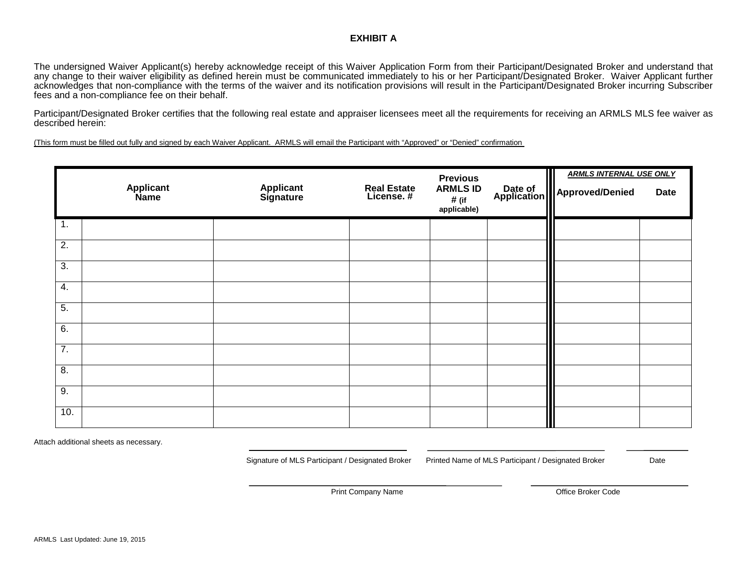# EXHIBIT A

The undersigned Waiver Applicant(s) hereby acknowledge receipt of this Waiver Application Form from their Participant/Designated Broker and understand that any change to their waiver eligibility as defined herein must be communicated immediately to his or her Participant/Designated Broker. Waiver Applicant further acknowledges that non-compliance with the terms of the waiver and its notification provisions will result in the Participant/Designated Broker incurring Subscriber fees and a non-compliance fee on their behalf.

Participant/Designated Broker certifies that the following real estate and appraiser licensees meet all the requirements for receiving an ARMLS MLS fee waiver as described herein:

(This form must be filled out fully and signed by each Waiver Applicant. ARMLS will email the Participant with "Approved" or "Denied" confirmation

| | Applicant Name | Applicant Signature | Real Estate License. # | Previous ARMLS ID # (if applicable) | Date of Application | *ARMLS INTERNAL USE ONLY* Approved/Denied | Date |
|---|---|---|---|---|---|---|---|
| 1. | | | | | | | |
| 2. | | | | | | | |
| 3. | | | | | | | |
| 4. | | | | | | | |
| 5. | | | | | | | |
| 6. | | | | | | | |
| 7. | | | | | | | |
| 8. | | | | | | | |
| 9. | | | | | | | |
| 10. | | | | | | | |

Attach additional sheets as necessary.

Signature of MLS Participant / Designated Broker

Printed Name of MLS Participant / Designated Broker

Date

Print Company Name

Office Broker Code

ARMLS Last Updated: June 19, 2015